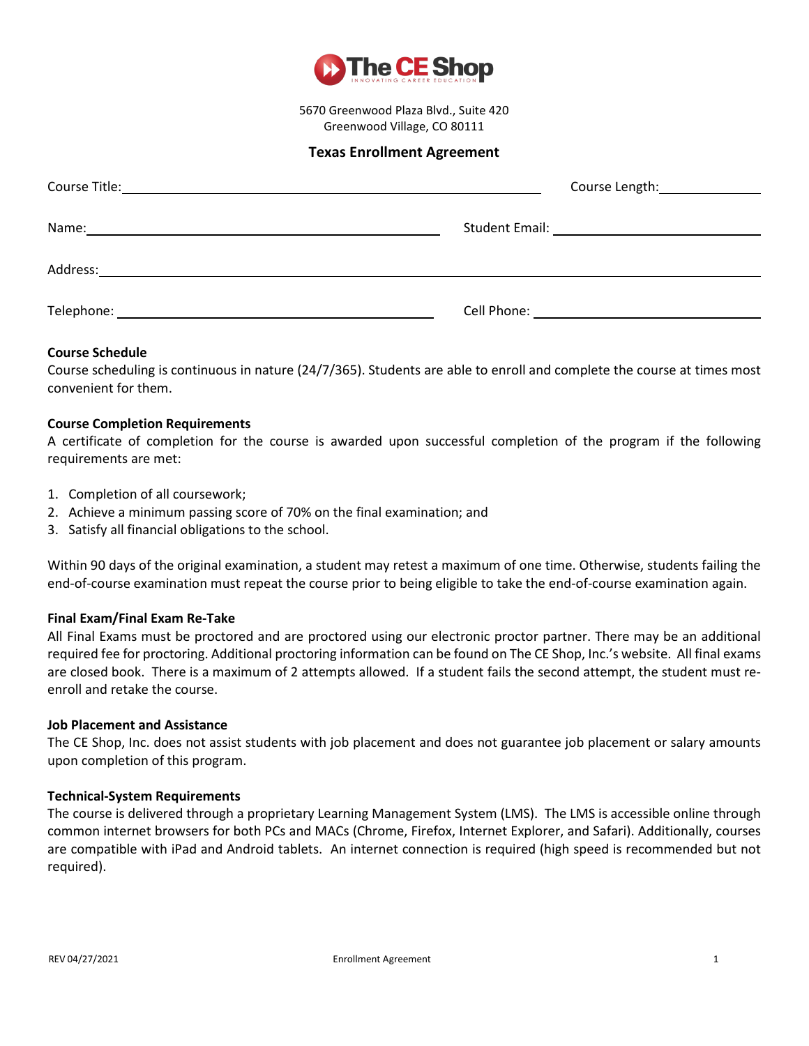**The CE Shop**
INNOVATING CAREER EDUCATION

5670 Greenwood Plaza Blvd., Suite 420
Greenwood Village, CO 80111

# Texas Enrollment Agreement

Course Title: ______________________________ Course Length: ______________

Name: ______________________________ Student Email: ______________________________

Address: ______________________________________________________________

Telephone: ______________________________ Cell Phone: ______________________________

**Course Schedule**
Course scheduling is continuous in nature (24/7/365). Students are able to enroll and complete the course at times most convenient for them.

**Course Completion Requirements**
A certificate of completion for the course is awarded upon successful completion of the program if the following requirements are met:

1. Completion of all coursework;
2. Achieve a minimum passing score of 70% on the final examination; and
3. Satisfy all financial obligations to the school.

Within 90 days of the original examination, a student may retest a maximum of one time. Otherwise, students failing the end-of-course examination must repeat the course prior to being eligible to take the end-of-course examination again.

**Final Exam/Final Exam Re-Take**
All Final Exams must be proctored and are proctored using our electronic proctor partner. There may be an additional required fee for proctoring. Additional proctoring information can be found on The CE Shop, Inc.'s website. All final exams are closed book. There is a maximum of 2 attempts allowed. If a student fails the second attempt, the student must re-enroll and retake the course.

**Job Placement and Assistance**
The CE Shop, Inc. does not assist students with job placement and does not guarantee job placement or salary amounts upon completion of this program.

**Technical-System Requirements**
The course is delivered through a proprietary Learning Management System (LMS). The LMS is accessible online through common internet browsers for both PCs and MACs (Chrome, Firefox, Internet Explorer, and Safari). Additionally, courses are compatible with iPad and Android tablets. An internet connection is required (high speed is recommended but not required).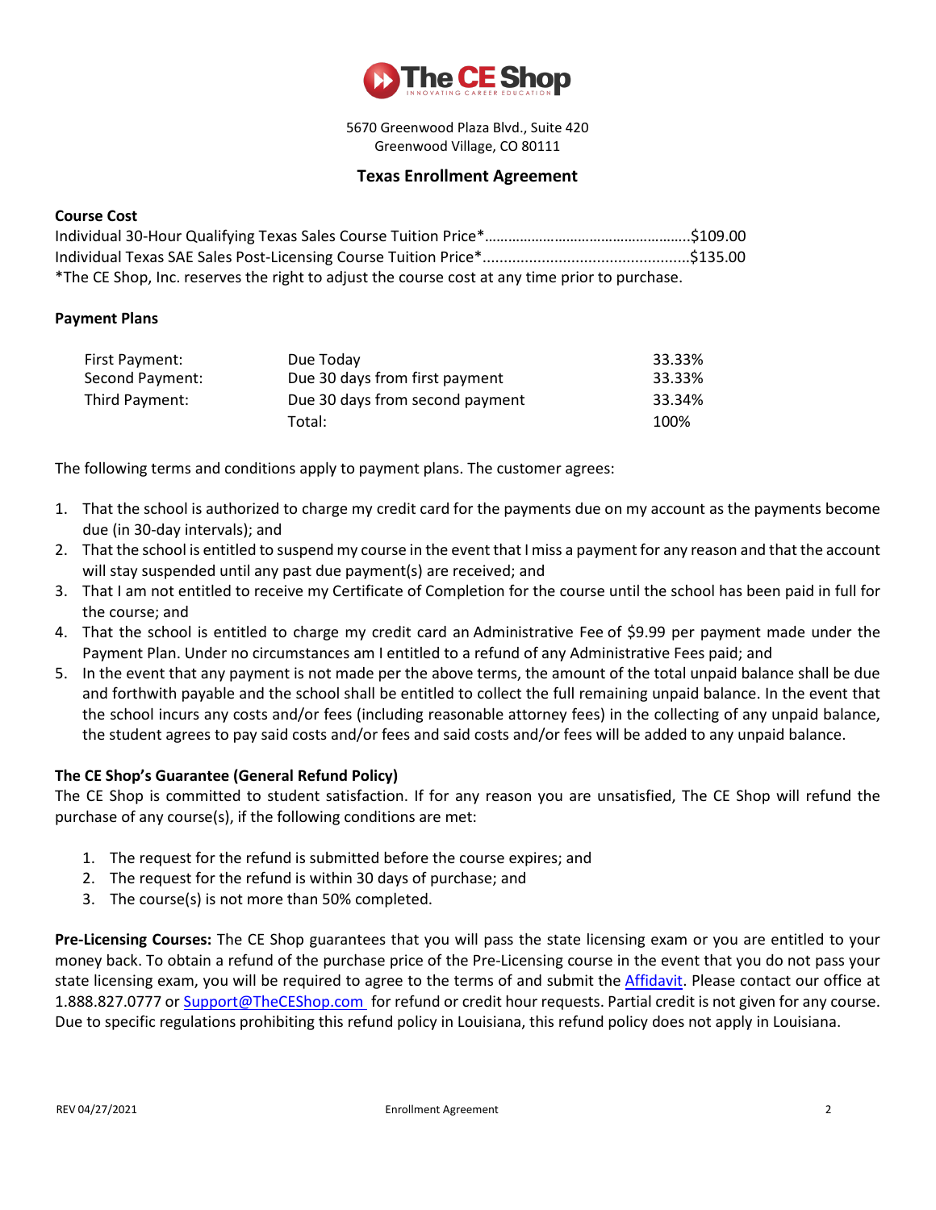The CE Shop

5670 Greenwood Plaza Blvd., Suite 420
Greenwood Village, CO 80111

## Texas Enrollment Agreement

**Course Cost**

Individual 30-Hour Qualifying Texas Sales Course Tuition Price*……………………………………………..$109.00
Individual Texas SAE Sales Post-Licensing Course Tuition Price*................................................$135.00
*The CE Shop, Inc. reserves the right to adjust the course cost at any time prior to purchase.

**Payment Plans**

| | | |
|---|---|---|
| First Payment: | Due Today | 33.33% |
| Second Payment: | Due 30 days from first payment | 33.33% |
| Third Payment: | Due 30 days from second payment | 33.34% |
| | Total: | 100% |

The following terms and conditions apply to payment plans. The customer agrees:

1. That the school is authorized to charge my credit card for the payments due on my account as the payments become due (in 30-day intervals); and
2. That the school is entitled to suspend my course in the event that I miss a payment for any reason and that the account will stay suspended until any past due payment(s) are received; and
3. That I am not entitled to receive my Certificate of Completion for the course until the school has been paid in full for the course; and
4. That the school is entitled to charge my credit card an Administrative Fee of $9.99 per payment made under the Payment Plan. Under no circumstances am I entitled to a refund of any Administrative Fees paid; and
5. In the event that any payment is not made per the above terms, the amount of the total unpaid balance shall be due and forthwith payable and the school shall be entitled to collect the full remaining unpaid balance. In the event that the school incurs any costs and/or fees (including reasonable attorney fees) in the collecting of any unpaid balance, the student agrees to pay said costs and/or fees and said costs and/or fees will be added to any unpaid balance.

**The CE Shop's Guarantee (General Refund Policy)**

The CE Shop is committed to student satisfaction. If for any reason you are unsatisfied, The CE Shop will refund the purchase of any course(s), if the following conditions are met:

1. The request for the refund is submitted before the course expires; and
2. The request for the refund is within 30 days of purchase; and
3. The course(s) is not more than 50% completed.

**Pre-Licensing Courses:** The CE Shop guarantees that you will pass the state licensing exam or you are entitled to your money back. To obtain a refund of the purchase price of the Pre-Licensing course in the event that you do not pass your state licensing exam, you will be required to agree to the terms of and submit the Affidavit. Please contact our office at 1.888.827.0777 or Support@TheCEShop.com for refund or credit hour requests. Partial credit is not given for any course. Due to specific regulations prohibiting this refund policy in Louisiana, this refund policy does not apply in Louisiana.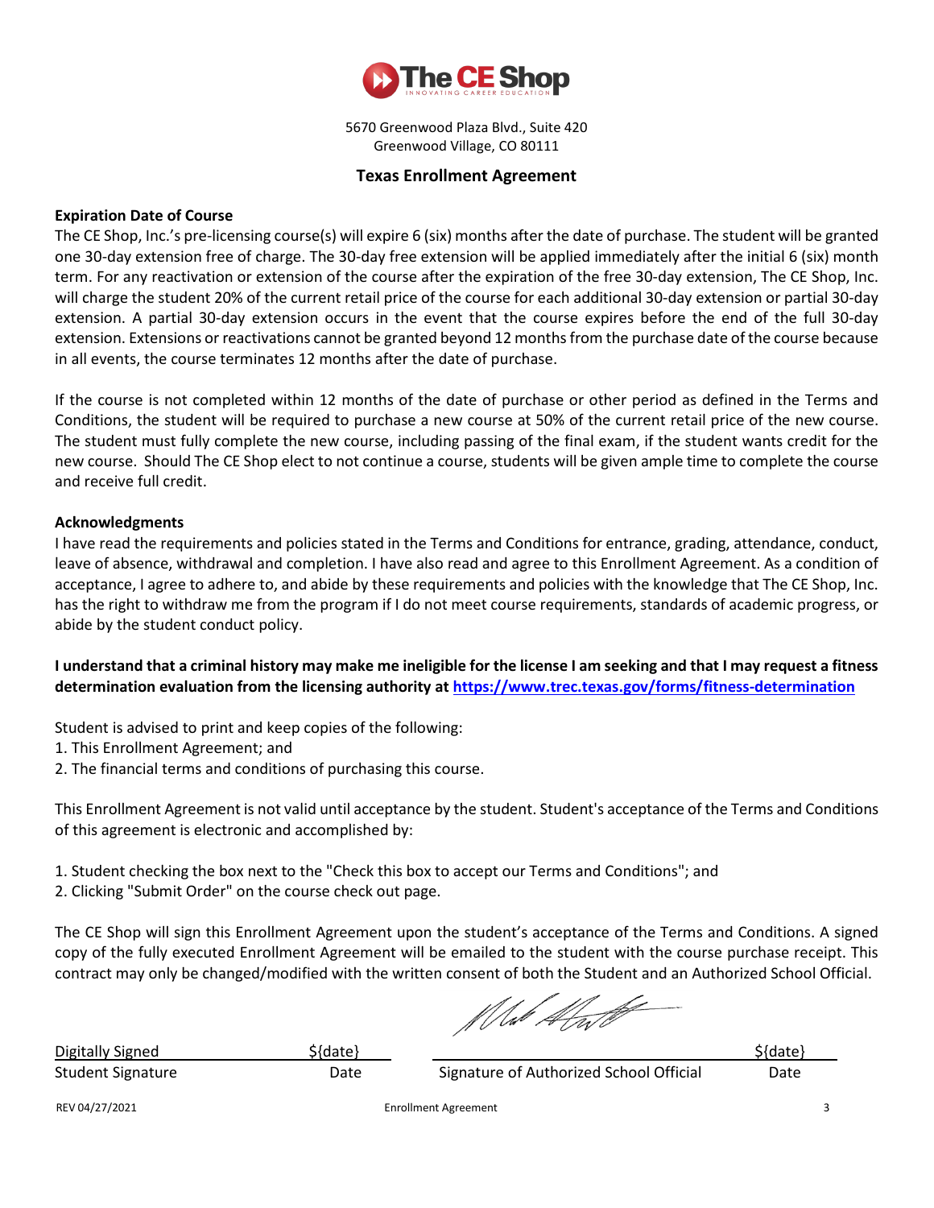The CE Shop

INNOVATING CAREER EDUCATION

5670 Greenwood Plaza Blvd., Suite 420
Greenwood Village, CO 80111

## Texas Enrollment Agreement

**Expiration Date of Course**

The CE Shop, Inc.'s pre-licensing course(s) will expire 6 (six) months after the date of purchase. The student will be granted one 30-day extension free of charge. The 30-day free extension will be applied immediately after the initial 6 (six) month term. For any reactivation or extension of the course after the expiration of the free 30-day extension, The CE Shop, Inc. will charge the student 20% of the current retail price of the course for each additional 30-day extension or partial 30-day extension. A partial 30-day extension occurs in the event that the course expires before the end of the full 30-day extension. Extensions or reactivations cannot be granted beyond 12 months from the purchase date of the course because in all events, the course terminates 12 months after the date of purchase.

If the course is not completed within 12 months of the date of purchase or other period as defined in the Terms and Conditions, the student will be required to purchase a new course at 50% of the current retail price of the new course. The student must fully complete the new course, including passing of the final exam, if the student wants credit for the new course. Should The CE Shop elect to not continue a course, students will be given ample time to complete the course and receive full credit.

**Acknowledgments**

I have read the requirements and policies stated in the Terms and Conditions for entrance, grading, attendance, conduct, leave of absence, withdrawal and completion. I have also read and agree to this Enrollment Agreement. As a condition of acceptance, I agree to adhere to, and abide by these requirements and policies with the knowledge that The CE Shop, Inc. has the right to withdraw me from the program if I do not meet course requirements, standards of academic progress, or abide by the student conduct policy.

**I understand that a criminal history may make me ineligible for the license I am seeking and that I may request a fitness determination evaluation from the licensing authority at https://www.trec.texas.gov/forms/fitness-determination**

Student is advised to print and keep copies of the following:
1. This Enrollment Agreement; and
2. The financial terms and conditions of purchasing this course.

This Enrollment Agreement is not valid until acceptance by the student. Student's acceptance of the Terms and Conditions of this agreement is electronic and accomplished by:

1. Student checking the box next to the "Check this box to accept our Terms and Conditions"; and
2. Clicking "Submit Order" on the course check out page.

The CE Shop will sign this Enrollment Agreement upon the student's acceptance of the Terms and Conditions. A signed copy of the fully executed Enrollment Agreement will be emailed to the student with the course purchase receipt. This contract may only be changed/modified with the written consent of both the Student and an Authorized School Official.

| | | | |
|---|---|---|---|
| Digitally Signed | ${date} | [signature] | ${date} |
| Student Signature | Date | Signature of Authorized School Official | Date |

REV 04/27/2021 Enrollment Agreement